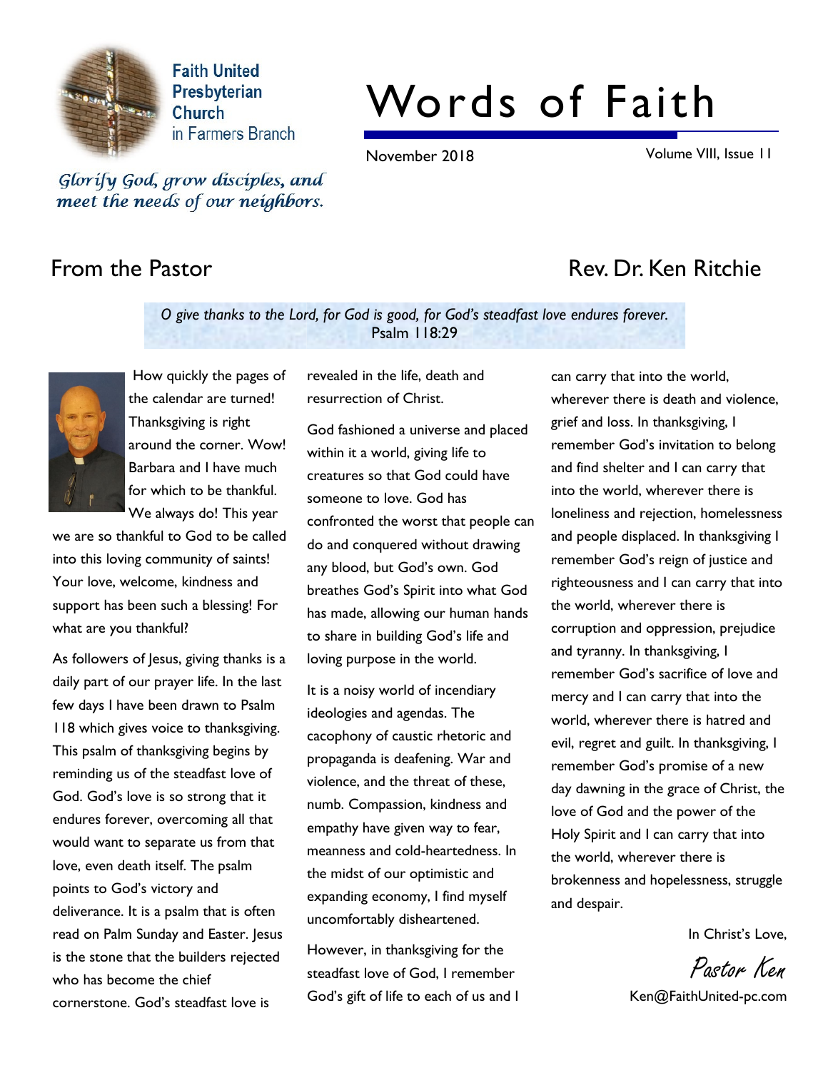Faith United Presbyterian Church in Farmers Branch

# Words of Faith

November 2018

Volume VIII, Issue 11

*Glorify God, grow disciples, and meet the needs of our neighbors.*

## From the Pastor

Rev. Dr. Ken Ritchie

*O give thanks to the Lord, for God is good, for God's steadfast love endures forever.*
Psalm 118:29

How quickly the pages of the calendar are turned! Thanksgiving is right around the corner. Wow! Barbara and I have much for which to be thankful. We always do! This year we are so thankful to God to be called into this loving community of saints! Your love, welcome, kindness and support has been such a blessing! For what are you thankful?

As followers of Jesus, giving thanks is a daily part of our prayer life. In the last few days I have been drawn to Psalm 118 which gives voice to thanksgiving. This psalm of thanksgiving begins by reminding us of the steadfast love of God. God's love is so strong that it endures forever, overcoming all that would want to separate us from that love, even death itself. The psalm points to God's victory and deliverance. It is a psalm that is often read on Palm Sunday and Easter. Jesus is the stone that the builders rejected who has become the chief cornerstone. God's steadfast love is revealed in the life, death and resurrection of Christ.

God fashioned a universe and placed within it a world, giving life to creatures so that God could have someone to love. God has confronted the worst that people can do and conquered without drawing any blood, but God's own. God breathes God's Spirit into what God has made, allowing our human hands to share in building God's life and loving purpose in the world.

It is a noisy world of incendiary ideologies and agendas. The cacophony of caustic rhetoric and propaganda is deafening. War and violence, and the threat of these, numb. Compassion, kindness and empathy have given way to fear, meanness and cold-heartedness. In the midst of our optimistic and expanding economy, I find myself uncomfortably disheartened.

However, in thanksgiving for the steadfast love of God, I remember God's gift of life to each of us and I can carry that into the world, wherever there is death and violence, grief and loss. In thanksgiving, I remember God's invitation to belong and find shelter and I can carry that into the world, wherever there is loneliness and rejection, homelessness and people displaced. In thanksgiving I remember God's reign of justice and righteousness and I can carry that into the world, wherever there is corruption and oppression, prejudice and tyranny. In thanksgiving, I remember God's sacrifice of love and mercy and I can carry that into the world, wherever there is hatred and evil, regret and guilt. In thanksgiving, I remember God's promise of a new day dawning in the grace of Christ, the love of God and the power of the Holy Spirit and I can carry that into the world, wherever there is brokenness and hopelessness, struggle and despair.

In Christ's Love,

Pastor Ken

Ken@FaithUnited-pc.com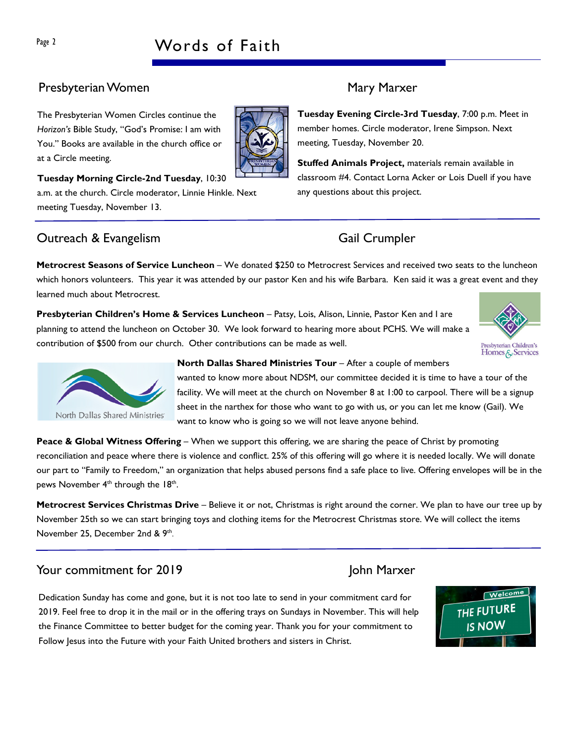## Presbyterian Women

### Mary Marxer

The Presbyterian Women Circles continue the *Horizon's* Bible Study, "God's Promise: I am with You." Books are available in the church office or at a Circle meeting.

**Tuesday Morning Circle-2nd Tuesday**, 10:30 a.m. at the church. Circle moderator, Linnie Hinkle. Next meeting Tuesday, November 13.

**Tuesday Evening Circle-3rd Tuesday**, 7:00 p.m. Meet in member homes. Circle moderator, Irene Simpson. Next meeting, Tuesday, November 20.

**Stuffed Animals Project,** materials remain available in classroom #4. Contact Lorna Acker or Lois Duell if you have any questions about this project.

## Outreach & Evangelism

### Gail Crumpler

**Metrocrest Seasons of Service Luncheon** – We donated $250 to Metrocrest Services and received two seats to the luncheon which honors volunteers. This year it was attended by our pastor Ken and his wife Barbara. Ken said it was a great event and they learned much about Metrocrest.

**Presbyterian Children's Home & Services Luncheon** – Patsy, Lois, Alison, Linnie, Pastor Ken and I are planning to attend the luncheon on October 30. We look forward to hearing more about PCHS. We will make a contribution of $500 from our church. Other contributions can be made as well.

**North Dallas Shared Ministries Tour** – After a couple of members wanted to know more about NDSM, our committee decided it is time to have a tour of the facility. We will meet at the church on November 8 at 1:00 to carpool. There will be a signup sheet in the narthex for those who want to go with us, or you can let me know (Gail). We want to know who is going so we will not leave anyone behind.

**Peace & Global Witness Offering** – When we support this offering, we are sharing the peace of Christ by promoting reconciliation and peace where there is violence and conflict. 25% of this offering will go where it is needed locally. We will donate our part to "Family to Freedom," an organization that helps abused persons find a safe place to live. Offering envelopes will be in the pews November 4th through the 18th.

**Metrocrest Services Christmas Drive** – Believe it or not, Christmas is right around the corner. We plan to have our tree up by November 25th so we can start bringing toys and clothing items for the Metrocrest Christmas store. We will collect the items November 25, December 2nd & 9th.

## Your commitment for 2019

### John Marxer

Dedication Sunday has come and gone, but it is not too late to send in your commitment card for 2019. Feel free to drop it in the mail or in the offering trays on Sundays in November. This will help the Finance Committee to better budget for the coming year. Thank you for your commitment to Follow Jesus into the Future with your Faith United brothers and sisters in Christ.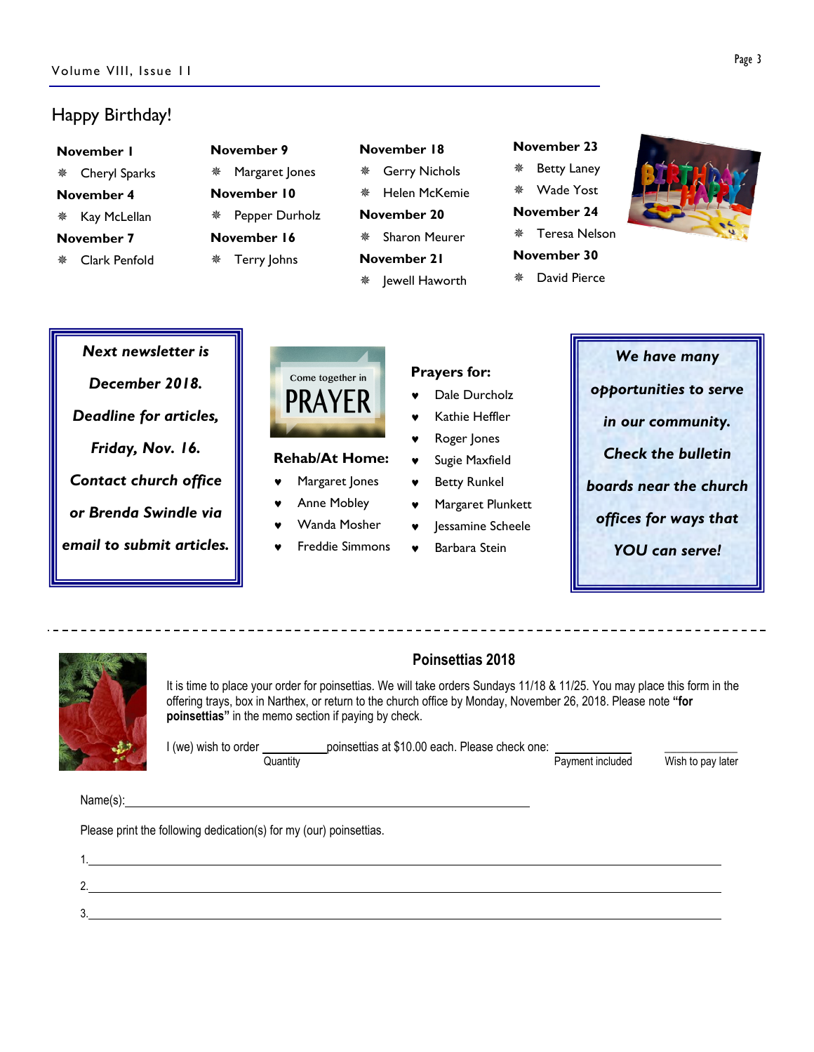## Happy Birthday!

**November 1**
- Cheryl Sparks

**November 4**
- Kay McLellan

**November 7**
- Clark Penfold

**November 9**
- Margaret Jones

**November 10**
- Pepper Durholz

**November 16**
- Terry Johns

**November 18**
- Gerry Nichols
- Helen McKemie

**November 20**
- Sharon Meurer

**November 21**
- Jewell Haworth

**November 23**
- Betty Laney
- Wade Yost

**November 24**
- Teresa Nelson

**November 30**
- David Pierce

***Next newsletter is December 2018. Deadline for articles, Friday, Nov. 16. Contact church office or Brenda Swindle via email to submit articles.***

Come together in PRAYER

**Rehab/At Home:**
- Margaret Jones
- Anne Mobley
- Wanda Mosher
- Freddie Simmons

**Prayers for:**
- Dale Durcholz
- Kathie Heffler
- Roger Jones
- Sugie Maxfield
- Betty Runkel
- Margaret Plunkett
- Jessamine Scheele
- Barbara Stein

***We have many opportunities to serve in our community. Check the bulletin boards near the church offices for ways that YOU can serve!***

---

## Poinsettias 2018

It is time to place your order for poinsettias. We will take orders Sundays 11/18 & 11/25. You may place this form in the offering trays, box in Narthex, or return to the church office by Monday, November 26, 2018. Please note **"for poinsettias"** in the memo section if paying by check.

I (we) wish to order ___________ poinsettias at $10.00 each. Please check one: ____________ Payment included ____________ Wish to pay later

(Quantity)

Name(s):________________________________________________

Please print the following dedication(s) for my (our) poinsettias.

1.________________________________________________

2.________________________________________________

3.________________________________________________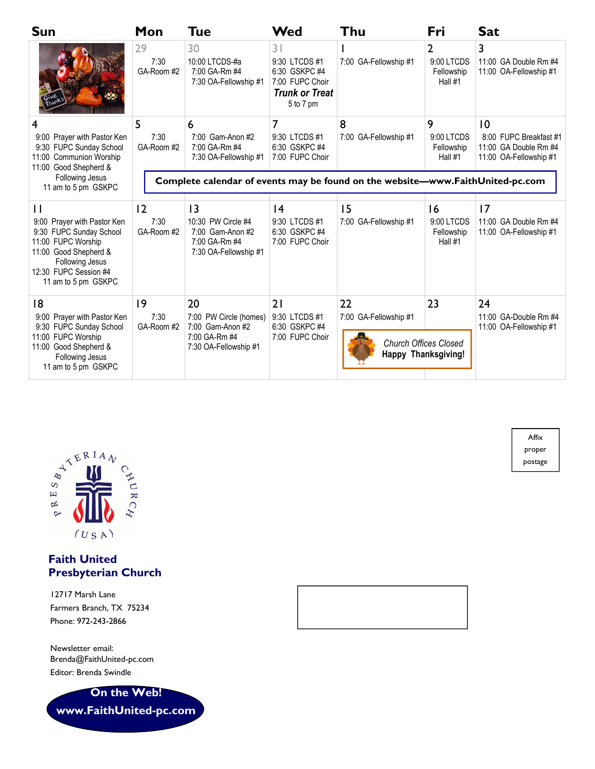| Sun | Mon | Tue | Wed | Thu | Fri | Sat |
|---|---|---|---|---|---|---|
| Give Thanks | 29<br>7:30 GA-Room #2 | 30<br>10:00 LTCDS-#a<br>7:00 GA-Rm #4<br>7:30 OA-Fellowship #1 | 31<br>9:30 LTCDS #1<br>6:30 GSKPC #4<br>7:00 FUPC Choir<br>***Trunk or Treat***<br>5 to 7 pm | 1<br>7:00 GA-Fellowship #1 | 2<br>9:00 LTCDS Fellowship Hall #1 | 3<br>11:00 GA Double Rm #4<br>11:00 OA-Fellowship #1 |
| 4<br>9:00 Prayer with Pastor Ken<br>9:30 FUPC Sunday School<br>11:00 Communion Worship<br>11:00 Good Shepherd & Following Jesus<br>11 am to 5 pm GSKPC | 5<br>7:30 GA-Room #2 | 6<br>7:00 Gam-Anon #2<br>7:00 GA-Rm #4<br>7:30 OA-Fellowship #1 | 7<br>9:30 LTCDS #1<br>6:30 GSKPC #4<br>7:00 FUPC Choir | 8<br>7:00 GA-Fellowship #1 | 9<br>9:00 LTCDS Fellowship Hall #1 | 10<br>8:00 FUPC Breakfast #1<br>11:00 GA Double Rm #4<br>11:00 OA-Fellowship #1 |
| 11<br>9:00 Prayer with Pastor Ken<br>9:30 FUPC Sunday School<br>11:00 FUPC Worship<br>11:00 Good Shepherd & Following Jesus<br>12:30 FUPC Session #4<br>11 am to 5 pm GSKPC | 12<br>7:30 GA-Room #2 | 13<br>10:30 PW Circle #4<br>7:00 Gam-Anon #2<br>7:00 GA-Rm #4<br>7:30 OA-Fellowship #1 | 14<br>9:30 LTCDS #1<br>6:30 GSKPC #4<br>7:00 FUPC Choir | 15<br>7:00 GA-Fellowship #1 | 16<br>9:00 LTCDS Fellowship Hall #1 | 17<br>11:00 GA Double Rm #4<br>11:00 OA-Fellowship #1 |
| 18<br>9:00 Prayer with Pastor Ken<br>9:30 FUPC Sunday School<br>11:00 FUPC Worship<br>11:00 Good Shepherd & Following Jesus<br>11 am to 5 pm GSKPC | 19<br>7:30 GA-Room #2 | 20<br>7:00 PW Circle (homes)<br>7:00 Gam-Anon #2<br>7:00 GA-Rm #4<br>7:30 OA-Fellowship #1 | 21<br>9:30 LTCDS #1<br>6:30 GSKPC #4<br>7:00 FUPC Choir | 22<br>7:00 GA-Fellowship #1<br>*Church Offices Closed*<br>**Happy Thanksgiving!** | 23 | 24<br>11:00 GA-Double Rm #4<br>11:00 OA-Fellowship #1 |

**Complete calendar of events may be found on the website—www.FaithUnited-pc.com**

Affix proper postage

PRESBYTERIAN CHURCH (USA)

**Faith United Presbyterian Church**

12717 Marsh Lane
Farmers Branch, TX 75234
Phone: 972-243-2866

Newsletter email:
Brenda@FaithUnited-pc.com
Editor: Brenda Swindle

**On the Web!**
**www.FaithUnited-pc.com**